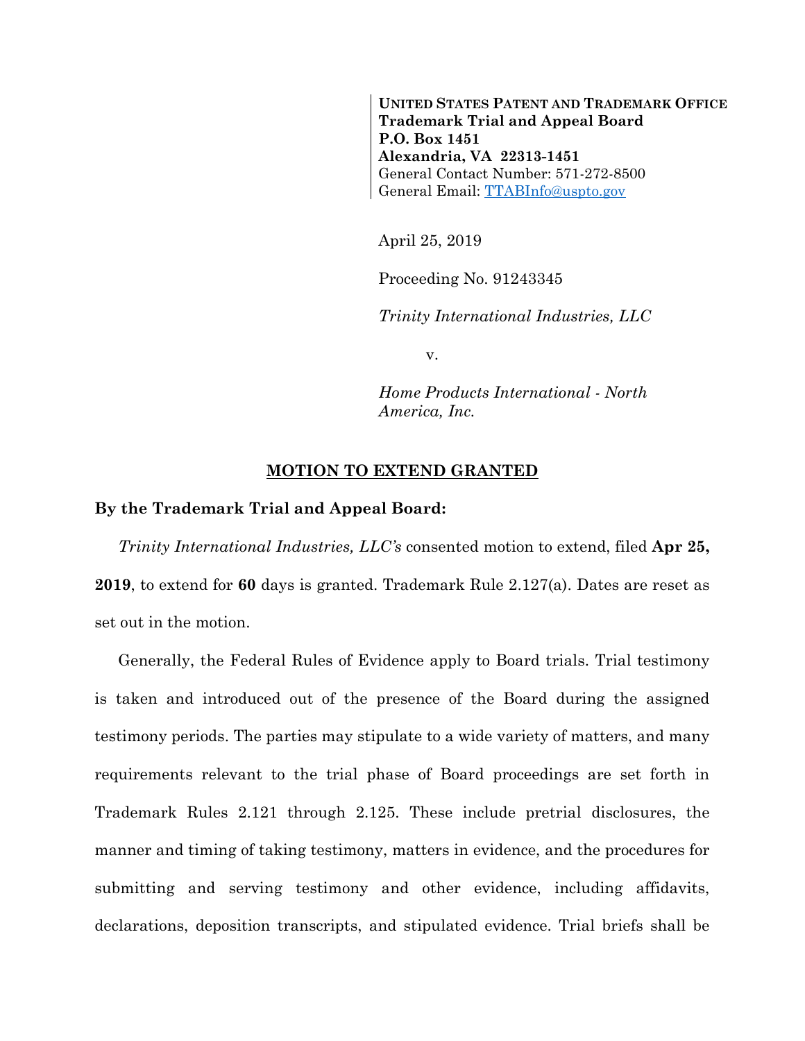**UNITED STATES PATENT AND TRADEMARK OFFICE**
**Trademark Trial and Appeal Board**
**P.O. Box 1451**
**Alexandria, VA 22313-1451**
General Contact Number: 571-272-8500
General Email: TTABInfo@uspto.gov

April 25, 2019

Proceeding No. 91243345

*Trinity International Industries, LLC*

v.

*Home Products International - North America, Inc.*

## MOTION TO EXTEND GRANTED

**By the Trademark Trial and Appeal Board:**

*Trinity International Industries, LLC's* consented motion to extend, filed **Apr 25, 2019**, to extend for **60** days is granted. Trademark Rule 2.127(a). Dates are reset as set out in the motion.

Generally, the Federal Rules of Evidence apply to Board trials. Trial testimony is taken and introduced out of the presence of the Board during the assigned testimony periods. The parties may stipulate to a wide variety of matters, and many requirements relevant to the trial phase of Board proceedings are set forth in Trademark Rules 2.121 through 2.125. These include pretrial disclosures, the manner and timing of taking testimony, matters in evidence, and the procedures for submitting and serving testimony and other evidence, including affidavits, declarations, deposition transcripts, and stipulated evidence. Trial briefs shall be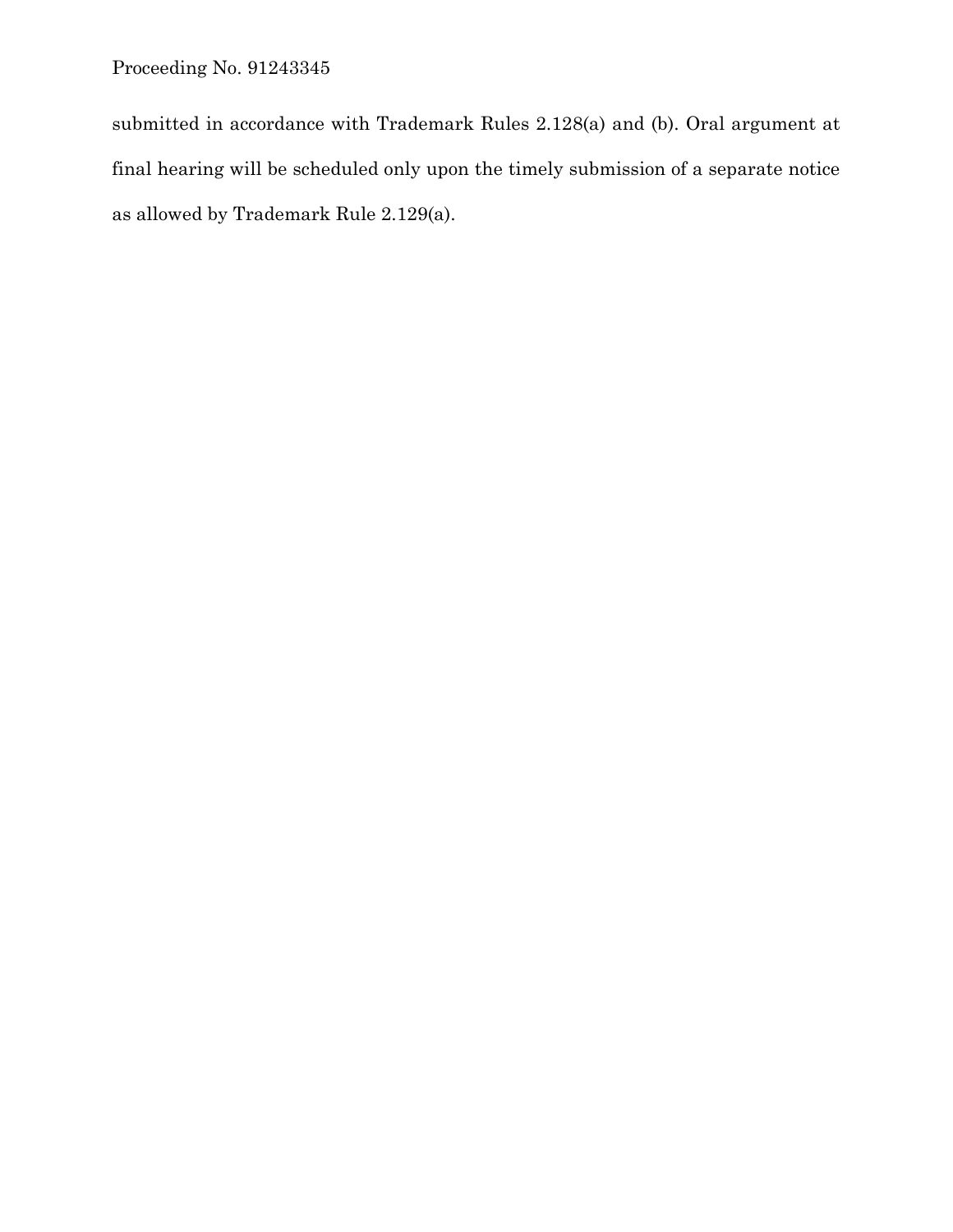submitted in accordance with Trademark Rules 2.128(a) and (b). Oral argument at final hearing will be scheduled only upon the timely submission of a separate notice as allowed by Trademark Rule 2.129(a).